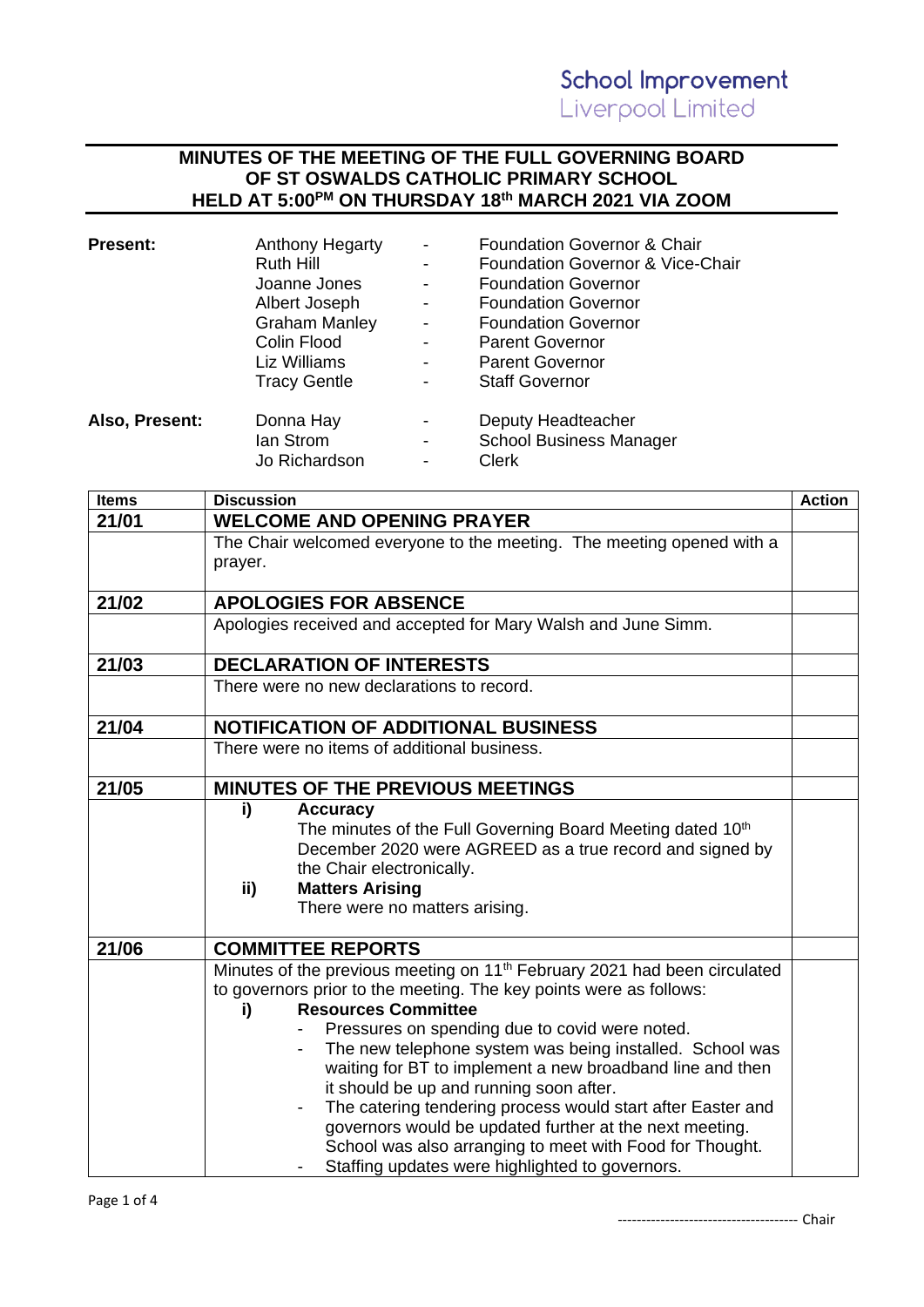School Improvement
Liverpool Limited

# MINUTES OF THE MEETING OF THE FULL GOVERNING BOARD OF ST OSWALDS CATHOLIC PRIMARY SCHOOL HELD AT 5:00PM ON THURSDAY 18th MARCH 2021 VIA ZOOM

| | | | |
|---|---|---|---|
| **Present:** | Anthony Hegarty | - | Foundation Governor & Chair |
| | Ruth Hill | - | Foundation Governor & Vice-Chair |
| | Joanne Jones | - | Foundation Governor |
| | Albert Joseph | - | Foundation Governor |
| | Graham Manley | - | Foundation Governor |
| | Colin Flood | - | Parent Governor |
| | Liz Williams | - | Parent Governor |
| | Tracy Gentle | - | Staff Governor |
| **Also, Present:** | Donna Hay | - | Deputy Headteacher |
| | Ian Strom | - | School Business Manager |
| | Jo Richardson | - | Clerk |

| Items | Discussion | Action |
|---|---|---|
| **21/01** | **WELCOME AND OPENING PRAYER** | |
| | The Chair welcomed everyone to the meeting. The meeting opened with a prayer. | |
| **21/02** | **APOLOGIES FOR ABSENCE** | |
| | Apologies received and accepted for Mary Walsh and June Simm. | |
| **21/03** | **DECLARATION OF INTERESTS** | |
| | There were no new declarations to record. | |
| **21/04** | **NOTIFICATION OF ADDITIONAL BUSINESS** | |
| | There were no items of additional business. | |
| **21/05** | **MINUTES OF THE PREVIOUS MEETINGS** | |
| | **i) Accuracy**<br>The minutes of the Full Governing Board Meeting dated 10th December 2020 were AGREED as a true record and signed by the Chair electronically.<br>**ii) Matters Arising**<br>There were no matters arising. | |
| **21/06** | **COMMITTEE REPORTS** | |
| | Minutes of the previous meeting on 11th February 2021 had been circulated to governors prior to the meeting. The key points were as follows:<br>**i) Resources Committee**<br>- Pressures on spending due to covid were noted.<br>- The new telephone system was being installed. School was waiting for BT to implement a new broadband line and then it should be up and running soon after.<br>- The catering tendering process would start after Easter and governors would be updated further at the next meeting. School was also arranging to meet with Food for Thought.<br>- Staffing updates were highlighted to governors. | |

-------------------------------------- Chair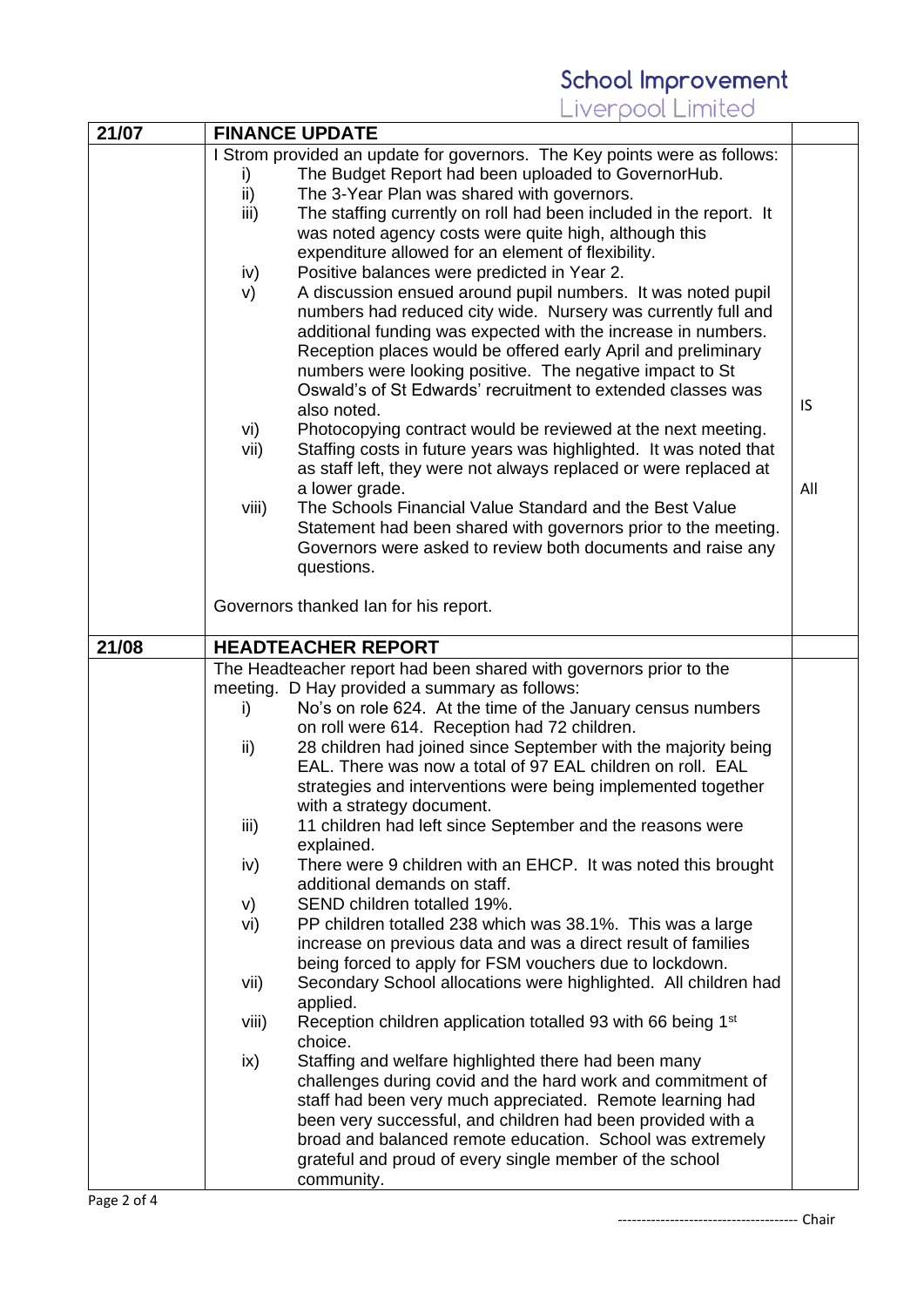| 21/07 | **FINANCE UPDATE** | |
|---|---|---|
| | I Strom provided an update for governors. The Key points were as follows:<br>i) The Budget Report had been uploaded to GovernorHub.<br>ii) The 3-Year Plan was shared with governors.<br>iii) The staffing currently on roll had been included in the report. It was noted agency costs were quite high, although this expenditure allowed for an element of flexibility.<br>iv) Positive balances were predicted in Year 2.<br>v) A discussion ensued around pupil numbers. It was noted pupil numbers had reduced city wide. Nursery was currently full and additional funding was expected with the increase in numbers. Reception places would be offered early April and preliminary numbers were looking positive. The negative impact to St Oswald's of St Edwards' recruitment to extended classes was also noted.<br>vi) Photocopying contract would be reviewed at the next meeting.<br>vii) Staffing costs in future years was highlighted. It was noted that as staff left, they were not always replaced or were replaced at a lower grade.<br>viii) The Schools Financial Value Standard and the Best Value Statement had been shared with governors prior to the meeting. Governors were asked to review both documents and raise any questions.<br><br>Governors thanked Ian for his report. | IS<br><br>All |
| **21/08** | **HEADTEACHER REPORT** | |
| | The Headteacher report had been shared with governors prior to the meeting. D Hay provided a summary as follows:<br>i) No's on role 624. At the time of the January census numbers on roll were 614. Reception had 72 children.<br>ii) 28 children had joined since September with the majority being EAL. There was now a total of 97 EAL children on roll. EAL strategies and interventions were being implemented together with a strategy document.<br>iii) 11 children had left since September and the reasons were explained.<br>iv) There were 9 children with an EHCP. It was noted this brought additional demands on staff.<br>v) SEND children totalled 19%.<br>vi) PP children totalled 238 which was 38.1%. This was a large increase on previous data and was a direct result of families being forced to apply for FSM vouchers due to lockdown.<br>vii) Secondary School allocations were highlighted. All children had applied.<br>viii) Reception children application totalled 93 with 66 being 1st choice.<br>ix) Staffing and welfare highlighted there had been many challenges during covid and the hard work and commitment of staff had been very much appreciated. Remote learning had been very successful, and children had been provided with a broad and balanced remote education. School was extremely grateful and proud of every single member of the school community. | |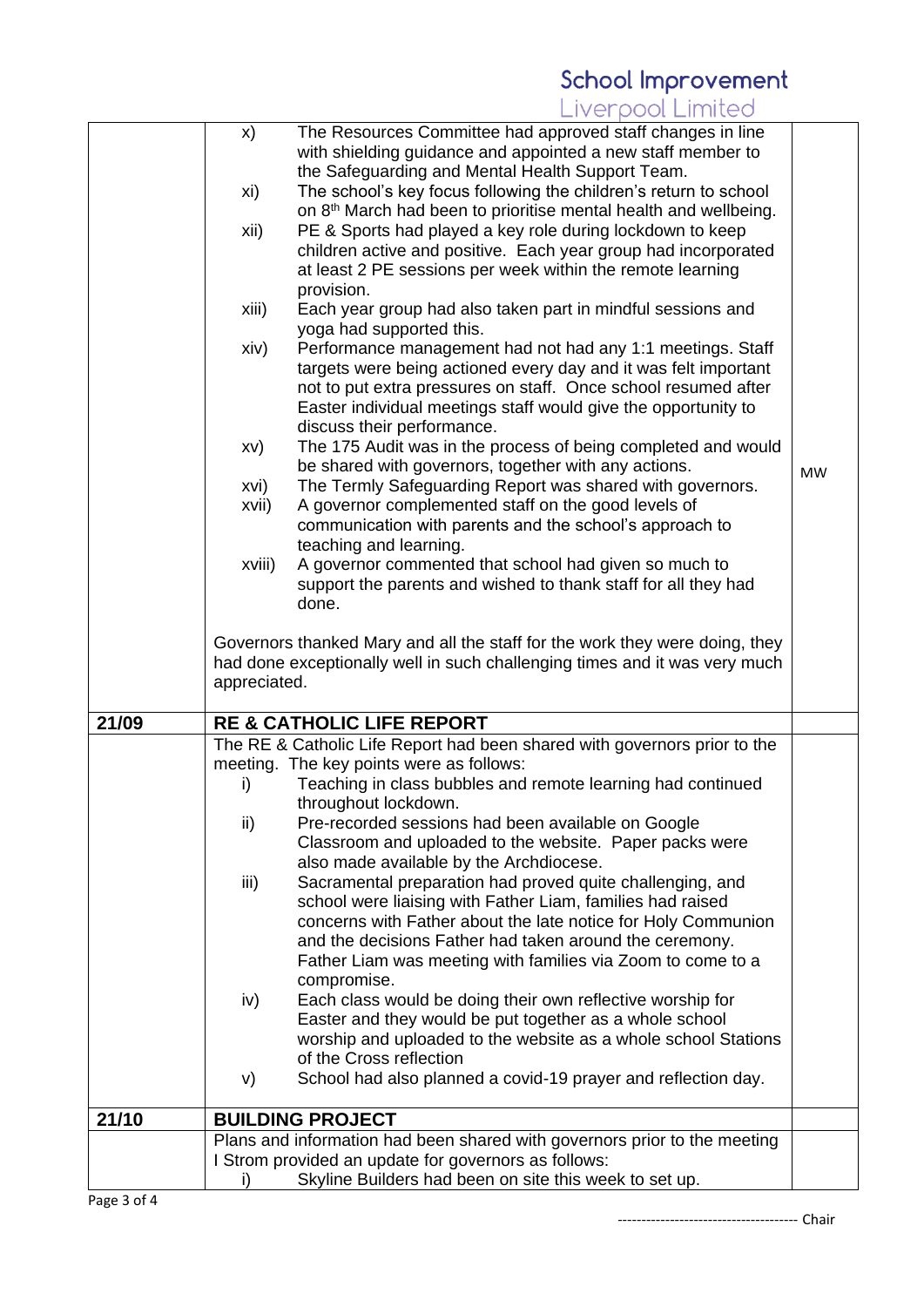| | | |
|---|---|---|
| | x) The Resources Committee had approved staff changes in line with shielding guidance and appointed a new staff member to the Safeguarding and Mental Health Support Team.<br>xi) The school's key focus following the children's return to school on 8th March had been to prioritise mental health and wellbeing.<br>xii) PE & Sports had played a key role during lockdown to keep children active and positive. Each year group had incorporated at least 2 PE sessions per week within the remote learning provision.<br>xiii) Each year group had also taken part in mindful sessions and yoga had supported this.<br>xiv) Performance management had not had any 1:1 meetings. Staff targets were being actioned every day and it was felt important not to put extra pressures on staff. Once school resumed after Easter individual meetings staff would give the opportunity to discuss their performance.<br>xv) The 175 Audit was in the process of being completed and would be shared with governors, together with any actions.<br>xvi) The Termly Safeguarding Report was shared with governors.<br>xvii) A governor complemented staff on the good levels of communication with parents and the school's approach to teaching and learning.<br>xviii) A governor commented that school had given so much to support the parents and wished to thank staff for all they had done.<br><br>Governors thanked Mary and all the staff for the work they were doing, they had done exceptionally well in such challenging times and it was very much appreciated. | MW |
| **21/09** | **RE & CATHOLIC LIFE REPORT** | |
| | The RE & Catholic Life Report had been shared with governors prior to the meeting. The key points were as follows:<br>i) Teaching in class bubbles and remote learning had continued throughout lockdown.<br>ii) Pre-recorded sessions had been available on Google Classroom and uploaded to the website. Paper packs were also made available by the Archdiocese.<br>iii) Sacramental preparation had proved quite challenging, and school were liaising with Father Liam, families had raised concerns with Father about the late notice for Holy Communion and the decisions Father had taken around the ceremony. Father Liam was meeting with families via Zoom to come to a compromise.<br>iv) Each class would be doing their own reflective worship for Easter and they would be put together as a whole school worship and uploaded to the website as a whole school Stations of the Cross reflection<br>v) School had also planned a covid-19 prayer and reflection day. | |
| **21/10** | **BUILDING PROJECT** | |
| | Plans and information had been shared with governors prior to the meeting I Strom provided an update for governors as follows:<br>i) Skyline Builders had been on site this week to set up. | |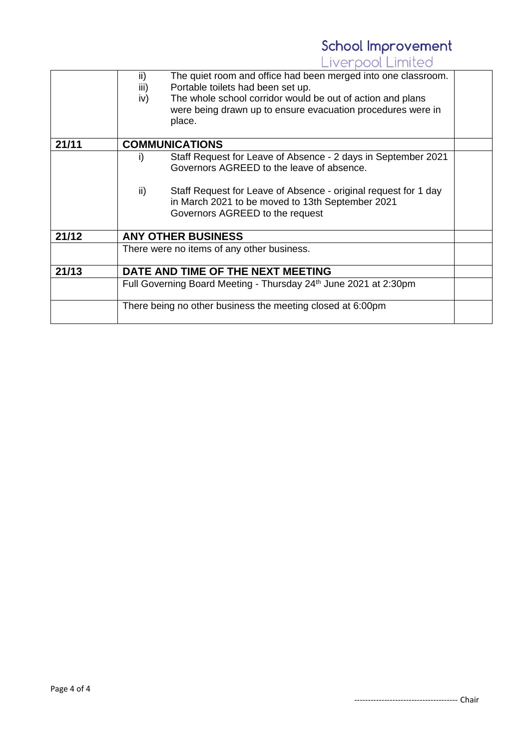| | | |
|---|---|---|
| | ii) The quiet room and office had been merged into one classroom.<br>iii) Portable toilets had been set up.<br>iv) The whole school corridor would be out of action and plans were being drawn up to ensure evacuation procedures were in place. | |
| **21/11** | **COMMUNICATIONS** | |
| | i) Staff Request for Leave of Absence - 2 days in September 2021 Governors AGREED to the leave of absence.<br><br>ii) Staff Request for Leave of Absence - original request for 1 day in March 2021 to be moved to 13th September 2021 Governors AGREED to the request | |
| **21/12** | **ANY OTHER BUSINESS** | |
| | There were no items of any other business. | |
| **21/13** | **DATE AND TIME OF THE NEXT MEETING** | |
| | Full Governing Board Meeting - Thursday 24th June 2021 at 2:30pm | |
| | There being no other business the meeting closed at 6:00pm | |

-------------------------------------- Chair